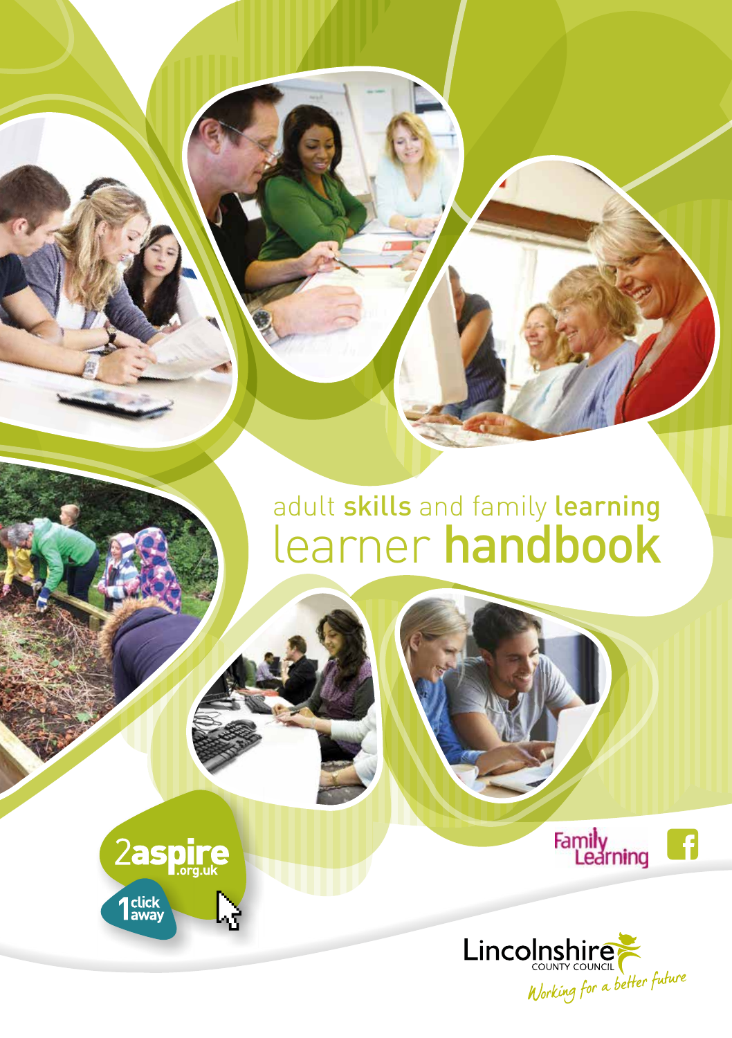# adult skills and family learning learner handbook

2aspire.org.uk

1 click away

Family Learning

Lincolnshire COUNTY COUNCIL

*Working for a better future*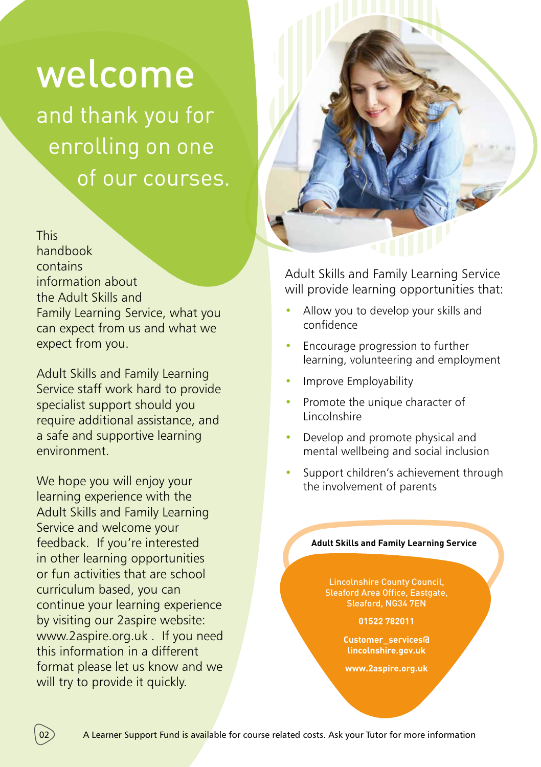# welcome

## and thank you for enrolling on one of our courses.

This handbook contains information about the Adult Skills and Family Learning Service, what you can expect from us and what we expect from you.

Adult Skills and Family Learning Service staff work hard to provide specialist support should you require additional assistance, and a safe and supportive learning environment.

We hope you will enjoy your learning experience with the Adult Skills and Family Learning Service and welcome your feedback. If you're interested in other learning opportunities or fun activities that are school curriculum based, you can continue your learning experience by visiting our 2aspire website: www.2aspire.org.uk . If you need this information in a different format please let us know and we will try to provide it quickly.

Adult Skills and Family Learning Service will provide learning opportunities that:

- Allow you to develop your skills and confidence
- Encourage progression to further learning, volunteering and employment
- Improve Employability
- Promote the unique character of Lincolnshire
- Develop and promote physical and mental wellbeing and social inclusion
- Support children's achievement through the involvement of parents

**Adult Skills and Family Learning Service**

Lincolnshire County Council,
Sleaford Area Office, Eastgate,
Sleaford, NG34 7EN

**01522 782011**

**Customer_services@lincolnshire.gov.uk**

**www.2aspire.org.uk**

A Learner Support Fund is available for course related costs. Ask your Tutor for more information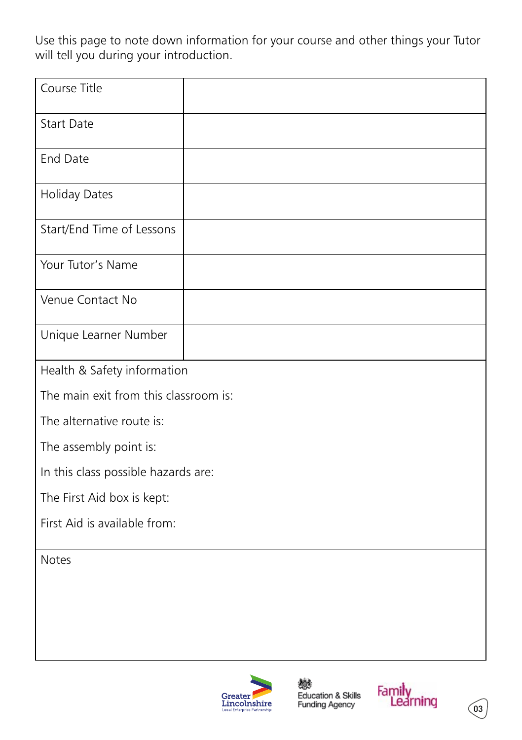Use this page to note down information for your course and other things your Tutor will tell you during your introduction.

| Course Title | |
|---|---|
| Start Date | |
| End Date | |
| Holiday Dates | |
| Start/End Time of Lessons | |
| Your Tutor's Name | |
| Venue Contact No | |
| Unique Learner Number | |

Health & Safety information

The main exit from this classroom is:

The alternative route is:

The assembly point is:

In this class possible hazards are:

The First Aid box is kept:

First Aid is available from:

Notes

Greater Lincolnshire Local Enterprise Partnership

Education & Skills Funding Agency

Family Learning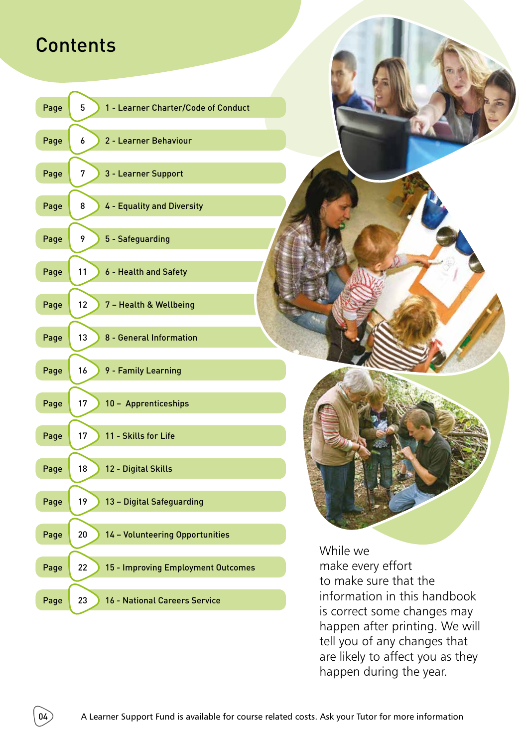# Contents

| | | |
|---|---|---|
| Page | 5 | 1 - Learner Charter/Code of Conduct |
| Page | 6 | 2 - Learner Behaviour |
| Page | 7 | 3 - Learner Support |
| Page | 8 | 4 - Equality and Diversity |
| Page | 9 | 5 - Safeguarding |
| Page | 11 | 6 - Health and Safety |
| Page | 12 | 7 – Health & Wellbeing |
| Page | 13 | 8 - General Information |
| Page | 16 | 9 - Family Learning |
| Page | 17 | 10 – Apprenticeships |
| Page | 17 | 11 - Skills for Life |
| Page | 18 | 12 - Digital Skills |
| Page | 19 | 13 – Digital Safeguarding |
| Page | 20 | 14 – Volunteering Opportunities |
| Page | 22 | 15 - Improving Employment Outcomes |
| Page | 23 | 16 - National Careers Service |

While we make every effort to make sure that the information in this handbook is correct some changes may happen after printing. We will tell you of any changes that are likely to affect you as they happen during the year.

A Learner Support Fund is available for course related costs. Ask your Tutor for more information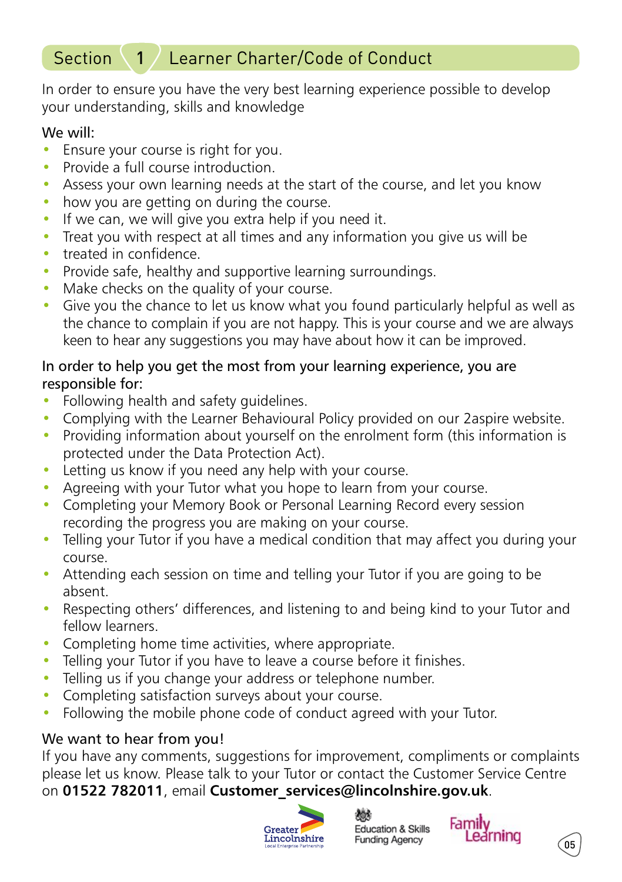## Section 1 Learner Charter/Code of Conduct

In order to ensure you have the very best learning experience possible to develop your understanding, skills and knowledge

We will:

- Ensure your course is right for you.
- Provide a full course introduction.
- Assess your own learning needs at the start of the course, and let you know
- how you are getting on during the course.
- If we can, we will give you extra help if you need it.
- Treat you with respect at all times and any information you give us will be
- treated in confidence.
- Provide safe, healthy and supportive learning surroundings.
- Make checks on the quality of your course.
- Give you the chance to let us know what you found particularly helpful as well as the chance to complain if you are not happy. This is your course and we are always keen to hear any suggestions you may have about how it can be improved.

In order to help you get the most from your learning experience, you are responsible for:

- Following health and safety guidelines.
- Complying with the Learner Behavioural Policy provided on our 2aspire website.
- Providing information about yourself on the enrolment form (this information is protected under the Data Protection Act).
- Letting us know if you need any help with your course.
- Agreeing with your Tutor what you hope to learn from your course.
- Completing your Memory Book or Personal Learning Record every session recording the progress you are making on your course.
- Telling your Tutor if you have a medical condition that may affect you during your course.
- Attending each session on time and telling your Tutor if you are going to be absent.
- Respecting others' differences, and listening to and being kind to your Tutor and fellow learners.
- Completing home time activities, where appropriate.
- Telling your Tutor if you have to leave a course before it finishes.
- Telling us if you change your address or telephone number.
- Completing satisfaction surveys about your course.
- Following the mobile phone code of conduct agreed with your Tutor.

We want to hear from you!

If you have any comments, suggestions for improvement, compliments or complaints please let us know. Please talk to your Tutor or contact the Customer Service Centre on **01522 782011**, email **Customer_services@lincolnshire.gov.uk**.

Greater Lincolnshire Local Enterprise Partnership | Education & Skills Funding Agency | Family Learning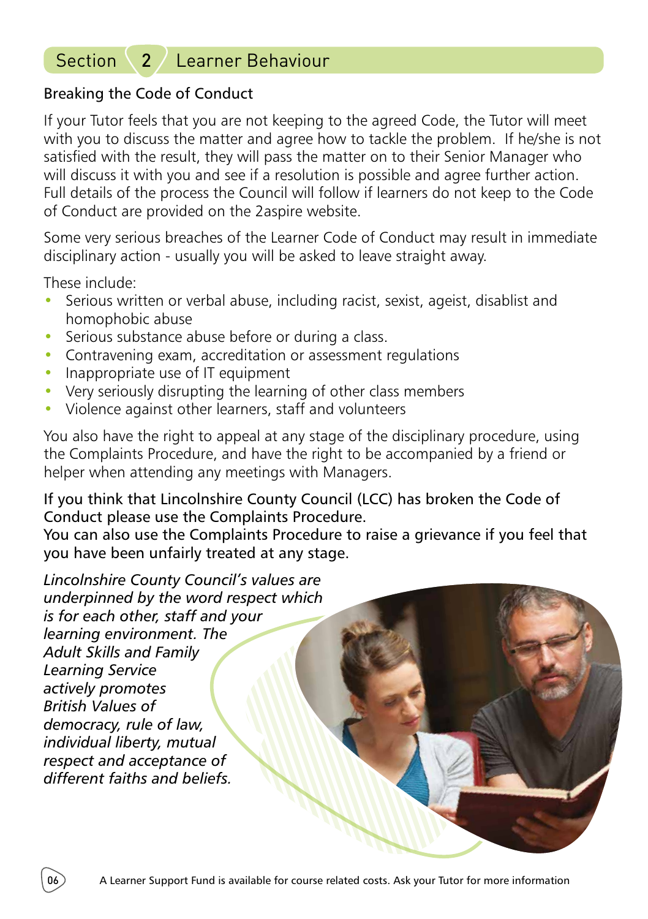## Section 2 Learner Behaviour

### Breaking the Code of Conduct

If your Tutor feels that you are not keeping to the agreed Code, the Tutor will meet with you to discuss the matter and agree how to tackle the problem. If he/she is not satisfied with the result, they will pass the matter on to their Senior Manager who will discuss it with you and see if a resolution is possible and agree further action. Full details of the process the Council will follow if learners do not keep to the Code of Conduct are provided on the 2aspire website.

Some very serious breaches of the Learner Code of Conduct may result in immediate disciplinary action - usually you will be asked to leave straight away.

These include:

- Serious written or verbal abuse, including racist, sexist, ageist, disablist and homophobic abuse
- Serious substance abuse before or during a class.
- Contravening exam, accreditation or assessment regulations
- Inappropriate use of IT equipment
- Very seriously disrupting the learning of other class members
- Violence against other learners, staff and volunteers

You also have the right to appeal at any stage of the disciplinary procedure, using the Complaints Procedure, and have the right to be accompanied by a friend or helper when attending any meetings with Managers.

If you think that Lincolnshire County Council (LCC) has broken the Code of Conduct please use the Complaints Procedure.
You can also use the Complaints Procedure to raise a grievance if you feel that you have been unfairly treated at any stage.

*Lincolnshire County Council's values are underpinned by the word respect which is for each other, staff and your learning environment. The Adult Skills and Family Learning Service actively promotes British Values of democracy, rule of law, individual liberty, mutual respect and acceptance of different faiths and beliefs.*

A Learner Support Fund is available for course related costs. Ask your Tutor for more information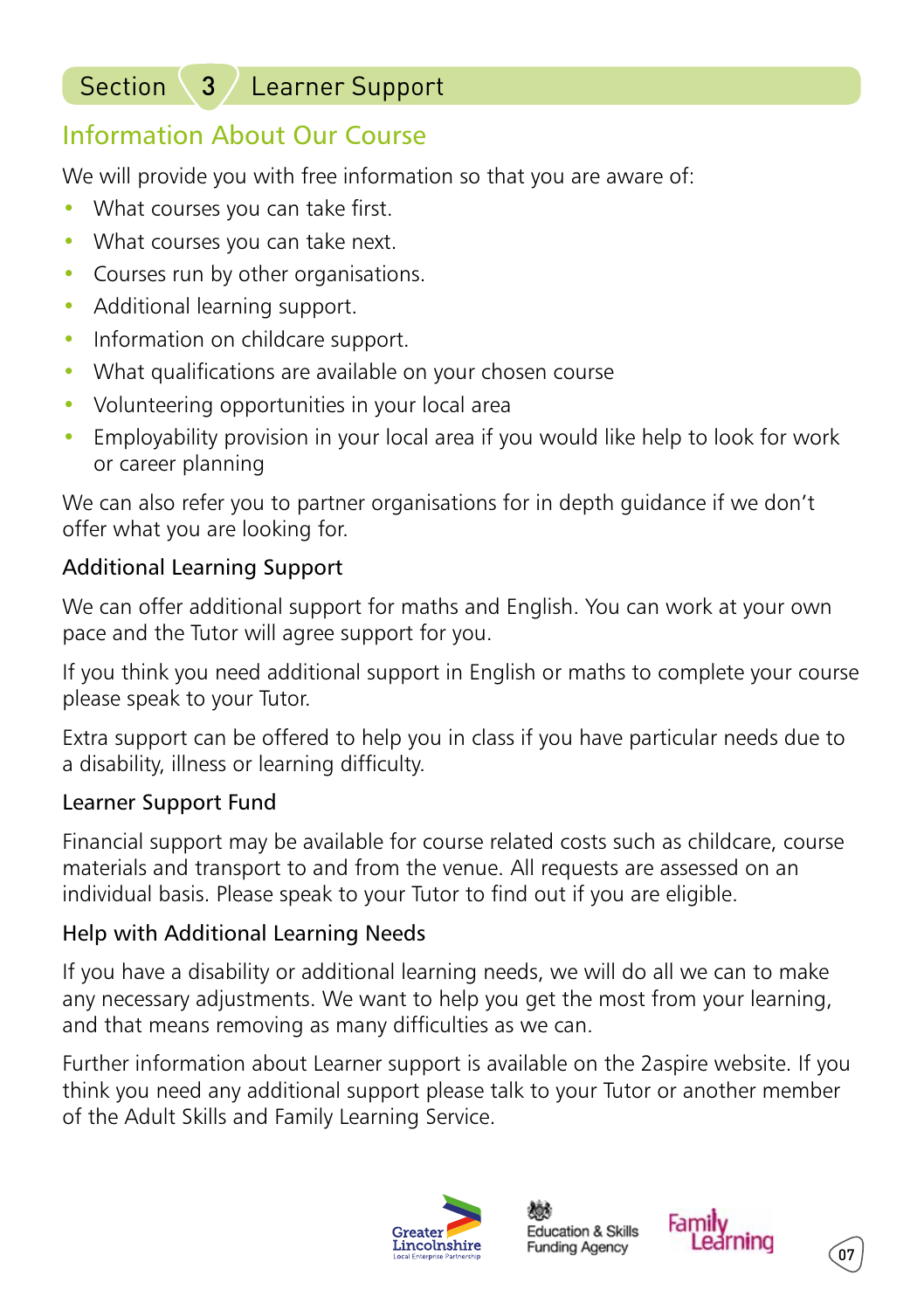# Section 3 Learner Support

## Information About Our Course

We will provide you with free information so that you are aware of:

- What courses you can take first.
- What courses you can take next.
- Courses run by other organisations.
- Additional learning support.
- Information on childcare support.
- What qualifications are available on your chosen course
- Volunteering opportunities in your local area
- Employability provision in your local area if you would like help to look for work or career planning

We can also refer you to partner organisations for in depth guidance if we don't offer what you are looking for.

### Additional Learning Support

We can offer additional support for maths and English. You can work at your own pace and the Tutor will agree support for you.

If you think you need additional support in English or maths to complete your course please speak to your Tutor.

Extra support can be offered to help you in class if you have particular needs due to a disability, illness or learning difficulty.

### Learner Support Fund

Financial support may be available for course related costs such as childcare, course materials and transport to and from the venue. All requests are assessed on an individual basis. Please speak to your Tutor to find out if you are eligible.

### Help with Additional Learning Needs

If you have a disability or additional learning needs, we will do all we can to make any necessary adjustments. We want to help you get the most from your learning, and that means removing as many difficulties as we can.

Further information about Learner support is available on the 2aspire website. If you think you need any additional support please talk to your Tutor or another member of the Adult Skills and Family Learning Service.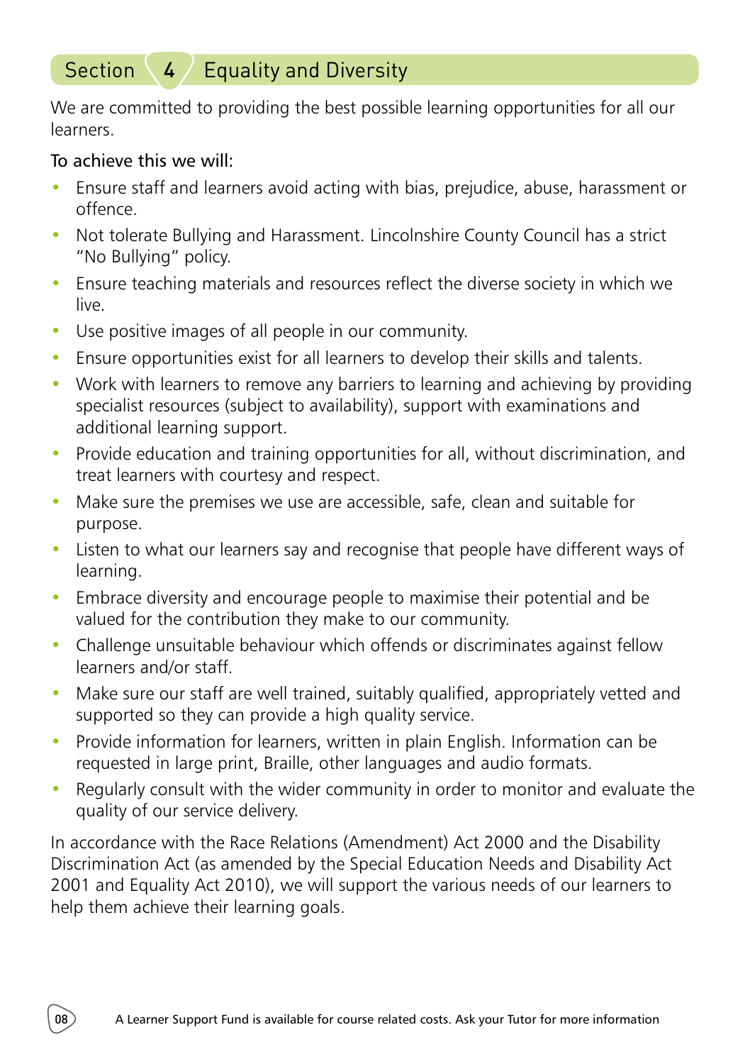## Section 4 Equality and Diversity

We are committed to providing the best possible learning opportunities for all our learners.

To achieve this we will:

- Ensure staff and learners avoid acting with bias, prejudice, abuse, harassment or offence.
- Not tolerate Bullying and Harassment. Lincolnshire County Council has a strict "No Bullying" policy.
- Ensure teaching materials and resources reflect the diverse society in which we live.
- Use positive images of all people in our community.
- Ensure opportunities exist for all learners to develop their skills and talents.
- Work with learners to remove any barriers to learning and achieving by providing specialist resources (subject to availability), support with examinations and additional learning support.
- Provide education and training opportunities for all, without discrimination, and treat learners with courtesy and respect.
- Make sure the premises we use are accessible, safe, clean and suitable for purpose.
- Listen to what our learners say and recognise that people have different ways of learning.
- Embrace diversity and encourage people to maximise their potential and be valued for the contribution they make to our community.
- Challenge unsuitable behaviour which offends or discriminates against fellow learners and/or staff.
- Make sure our staff are well trained, suitably qualified, appropriately vetted and supported so they can provide a high quality service.
- Provide information for learners, written in plain English. Information can be requested in large print, Braille, other languages and audio formats.
- Regularly consult with the wider community in order to monitor and evaluate the quality of our service delivery.

In accordance with the Race Relations (Amendment) Act 2000 and the Disability Discrimination Act (as amended by the Special Education Needs and Disability Act 2001 and Equality Act 2010), we will support the various needs of our learners to help them achieve their learning goals.

A Learner Support Fund is available for course related costs. Ask your Tutor for more information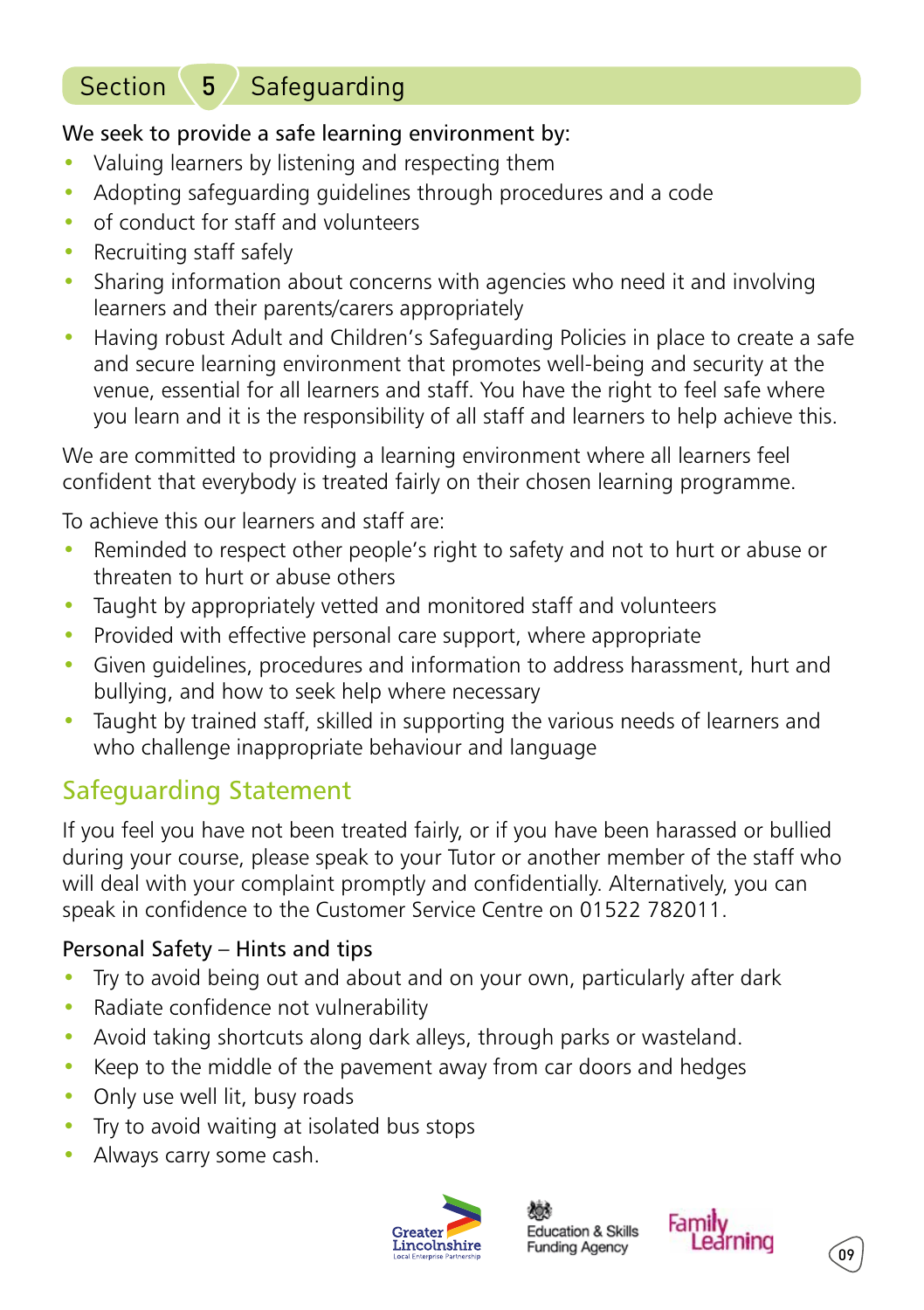# Section 5 Safeguarding

We seek to provide a safe learning environment by:

- Valuing learners by listening and respecting them
- Adopting safeguarding guidelines through procedures and a code
- of conduct for staff and volunteers
- Recruiting staff safely
- Sharing information about concerns with agencies who need it and involving learners and their parents/carers appropriately
- Having robust Adult and Children's Safeguarding Policies in place to create a safe and secure learning environment that promotes well-being and security at the venue, essential for all learners and staff. You have the right to feel safe where you learn and it is the responsibility of all staff and learners to help achieve this.

We are committed to providing a learning environment where all learners feel confident that everybody is treated fairly on their chosen learning programme.

To achieve this our learners and staff are:

- Reminded to respect other people's right to safety and not to hurt or abuse or threaten to hurt or abuse others
- Taught by appropriately vetted and monitored staff and volunteers
- Provided with effective personal care support, where appropriate
- Given guidelines, procedures and information to address harassment, hurt and bullying, and how to seek help where necessary
- Taught by trained staff, skilled in supporting the various needs of learners and who challenge inappropriate behaviour and language

## Safeguarding Statement

If you feel you have not been treated fairly, or if you have been harassed or bullied during your course, please speak to your Tutor or another member of the staff who will deal with your complaint promptly and confidentially. Alternatively, you can speak in confidence to the Customer Service Centre on 01522 782011.

### Personal Safety – Hints and tips

- Try to avoid being out and about and on your own, particularly after dark
- Radiate confidence not vulnerability
- Avoid taking shortcuts along dark alleys, through parks or wasteland.
- Keep to the middle of the pavement away from car doors and hedges
- Only use well lit, busy roads
- Try to avoid waiting at isolated bus stops
- Always carry some cash.

Greater Lincolnshire Local Enterprise Partnership | Education & Skills Funding Agency | Family Learning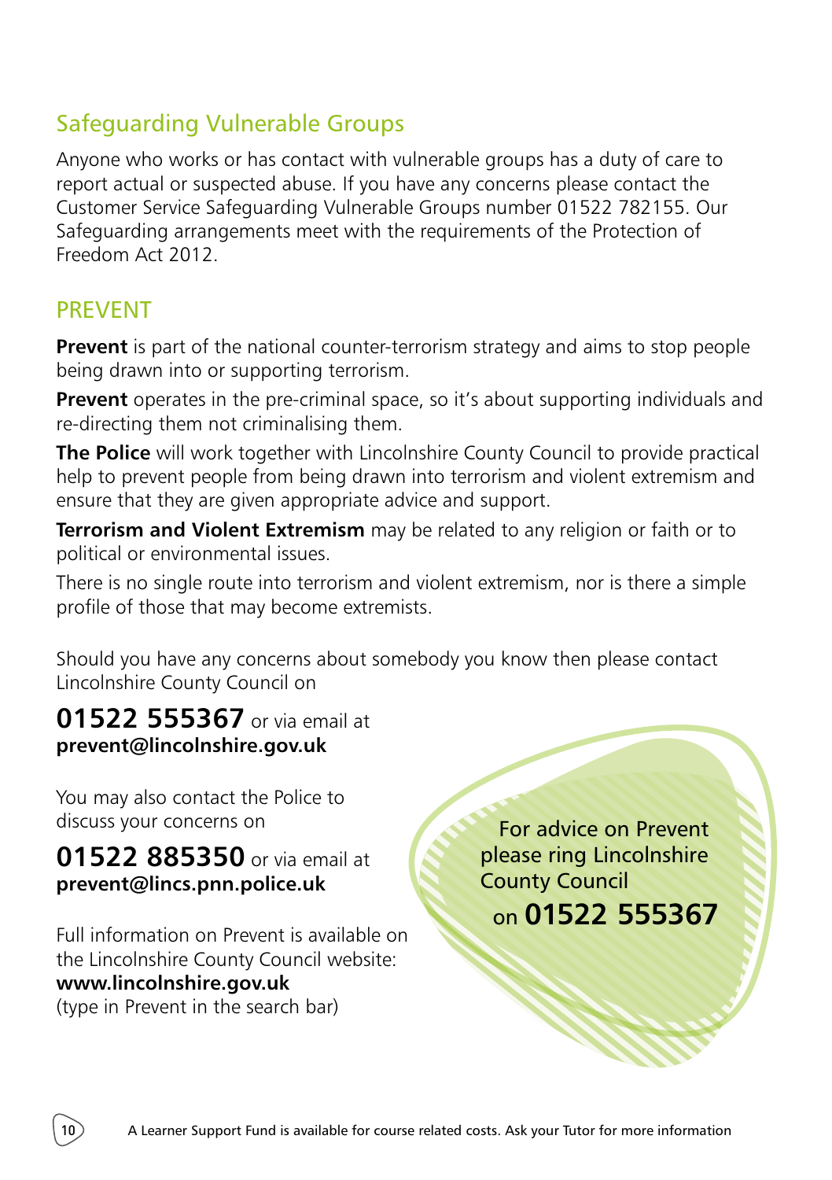## Safeguarding Vulnerable Groups

Anyone who works or has contact with vulnerable groups has a duty of care to report actual or suspected abuse. If you have any concerns please contact the Customer Service Safeguarding Vulnerable Groups number 01522 782155. Our Safeguarding arrangements meet with the requirements of the Protection of Freedom Act 2012.

## PREVENT

**Prevent** is part of the national counter-terrorism strategy and aims to stop people being drawn into or supporting terrorism.

**Prevent** operates in the pre-criminal space, so it's about supporting individuals and re-directing them not criminalising them.

**The Police** will work together with Lincolnshire County Council to provide practical help to prevent people from being drawn into terrorism and violent extremism and ensure that they are given appropriate advice and support.

**Terrorism and Violent Extremism** may be related to any religion or faith or to political or environmental issues.

There is no single route into terrorism and violent extremism, nor is there a simple profile of those that may become extremists.

Should you have any concerns about somebody you know then please contact Lincolnshire County Council on

**01522 555367** or via email at **prevent@lincolnshire.gov.uk**

You may also contact the Police to discuss your concerns on

**01522 885350** or via email at **prevent@lincs.pnn.police.uk**

Full information on Prevent is available on the Lincolnshire County Council website: **www.lincolnshire.gov.uk** (type in Prevent in the search bar)

For advice on Prevent please ring Lincolnshire County Council on **01522 555367**

A Learner Support Fund is available for course related costs. Ask your Tutor for more information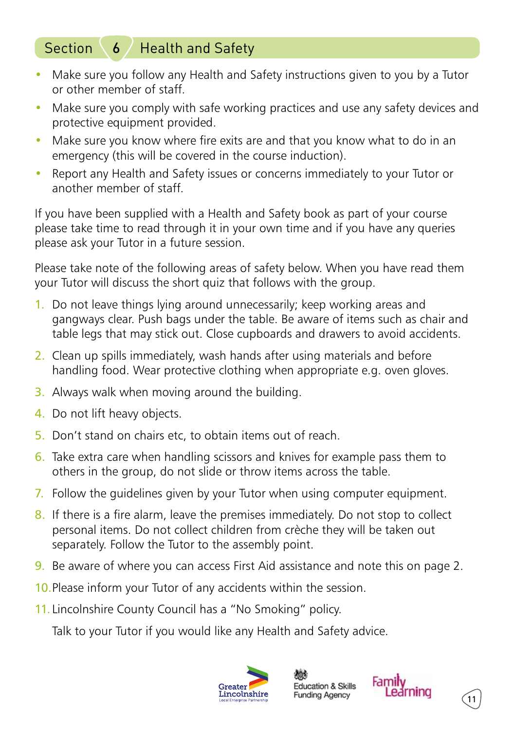## Section 6 Health and Safety

- Make sure you follow any Health and Safety instructions given to you by a Tutor or other member of staff.
- Make sure you comply with safe working practices and use any safety devices and protective equipment provided.
- Make sure you know where fire exits are and that you know what to do in an emergency (this will be covered in the course induction).
- Report any Health and Safety issues or concerns immediately to your Tutor or another member of staff.

If you have been supplied with a Health and Safety book as part of your course please take time to read through it in your own time and if you have any queries please ask your Tutor in a future session.

Please take note of the following areas of safety below. When you have read them your Tutor will discuss the short quiz that follows with the group.

1. Do not leave things lying around unnecessarily; keep working areas and gangways clear. Push bags under the table. Be aware of items such as chair and table legs that may stick out. Close cupboards and drawers to avoid accidents.
2. Clean up spills immediately, wash hands after using materials and before handling food. Wear protective clothing when appropriate e.g. oven gloves.
3. Always walk when moving around the building.
4. Do not lift heavy objects.
5. Don't stand on chairs etc, to obtain items out of reach.
6. Take extra care when handling scissors and knives for example pass them to others in the group, do not slide or throw items across the table.
7. Follow the guidelines given by your Tutor when using computer equipment.
8. If there is a fire alarm, leave the premises immediately. Do not stop to collect personal items. Do not collect children from crèche they will be taken out separately. Follow the Tutor to the assembly point.
9. Be aware of where you can access First Aid assistance and note this on page 2.
10. Please inform your Tutor of any accidents within the session.
11. Lincolnshire County Council has a "No Smoking" policy.

Talk to your Tutor if you would like any Health and Safety advice.

Greater Lincolnshire Local Enterprise Partnership | Education & Skills Funding Agency | Family Learning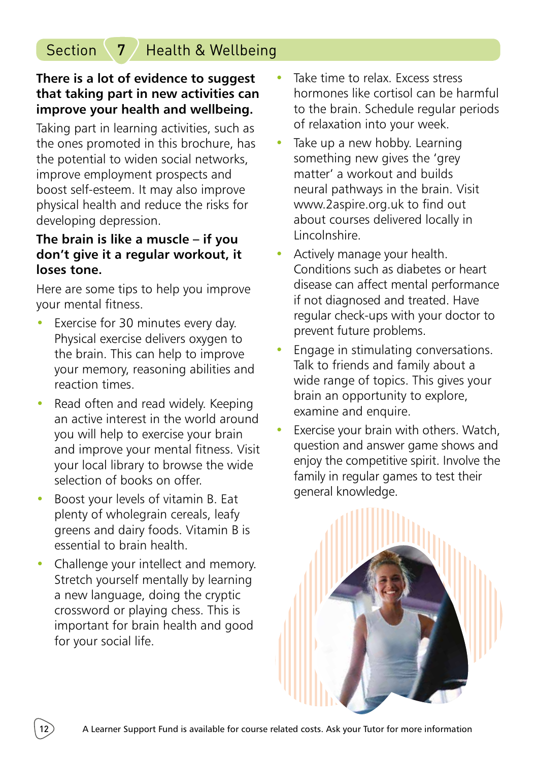## Section 7 Health & Wellbeing

**There is a lot of evidence to suggest that taking part in new activities can improve your health and wellbeing.**

Taking part in learning activities, such as the ones promoted in this brochure, has the potential to widen social networks, improve employment prospects and boost self-esteem. It may also improve physical health and reduce the risks for developing depression.

**The brain is like a muscle – if you don't give it a regular workout, it loses tone.**

Here are some tips to help you improve your mental fitness.

- Exercise for 30 minutes every day. Physical exercise delivers oxygen to the brain. This can help to improve your memory, reasoning abilities and reaction times.
- Read often and read widely. Keeping an active interest in the world around you will help to exercise your brain and improve your mental fitness. Visit your local library to browse the wide selection of books on offer.
- Boost your levels of vitamin B. Eat plenty of wholegrain cereals, leafy greens and dairy foods. Vitamin B is essential to brain health.
- Challenge your intellect and memory. Stretch yourself mentally by learning a new language, doing the cryptic crossword or playing chess. This is important for brain health and good for your social life.
- Take time to relax. Excess stress hormones like cortisol can be harmful to the brain. Schedule regular periods of relaxation into your week.
- Take up a new hobby. Learning something new gives the 'grey matter' a workout and builds neural pathways in the brain. Visit www.2aspire.org.uk to find out about courses delivered locally in Lincolnshire.
- Actively manage your health. Conditions such as diabetes or heart disease can affect mental performance if not diagnosed and treated. Have regular check-ups with your doctor to prevent future problems.
- Engage in stimulating conversations. Talk to friends and family about a wide range of topics. This gives your brain an opportunity to explore, examine and enquire.
- Exercise your brain with others. Watch, question and answer game shows and enjoy the competitive spirit. Involve the family in regular games to test their general knowledge.

A Learner Support Fund is available for course related costs. Ask your Tutor for more information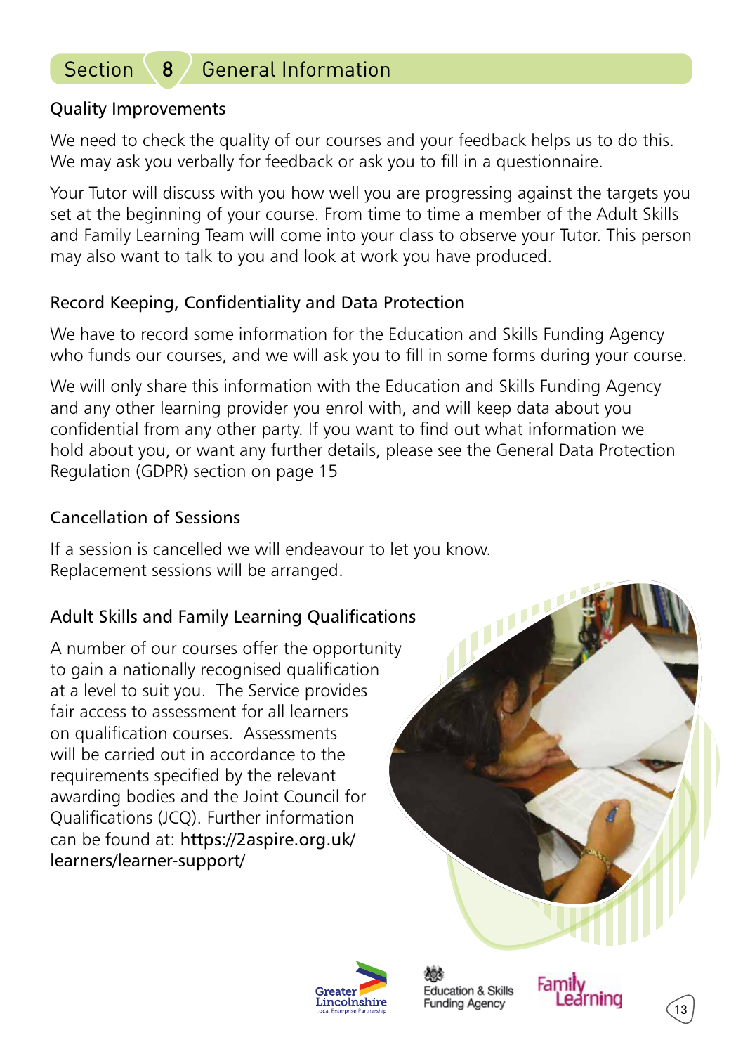## Section 8 General Information

### Quality Improvements

We need to check the quality of our courses and your feedback helps us to do this. We may ask you verbally for feedback or ask you to fill in a questionnaire.

Your Tutor will discuss with you how well you are progressing against the targets you set at the beginning of your course. From time to time a member of the Adult Skills and Family Learning Team will come into your class to observe your Tutor. This person may also want to talk to you and look at work you have produced.

### Record Keeping, Confidentiality and Data Protection

We have to record some information for the Education and Skills Funding Agency who funds our courses, and we will ask you to fill in some forms during your course.

We will only share this information with the Education and Skills Funding Agency and any other learning provider you enrol with, and will keep data about you confidential from any other party. If you want to find out what information we hold about you, or want any further details, please see the General Data Protection Regulation (GDPR) section on page 15

### Cancellation of Sessions

If a session is cancelled we will endeavour to let you know.
Replacement sessions will be arranged.

### Adult Skills and Family Learning Qualifications

A number of our courses offer the opportunity to gain a nationally recognised qualification at a level to suit you. The Service provides fair access to assessment for all learners on qualification courses. Assessments will be carried out in accordance to the requirements specified by the relevant awarding bodies and the Joint Council for Qualifications (JCQ). Further information can be found at: **https://2aspire.org.uk/learners/learner-support/**

Greater Lincolnshire Local Enterprise Partnership

Education & Skills Funding Agency

Family Learning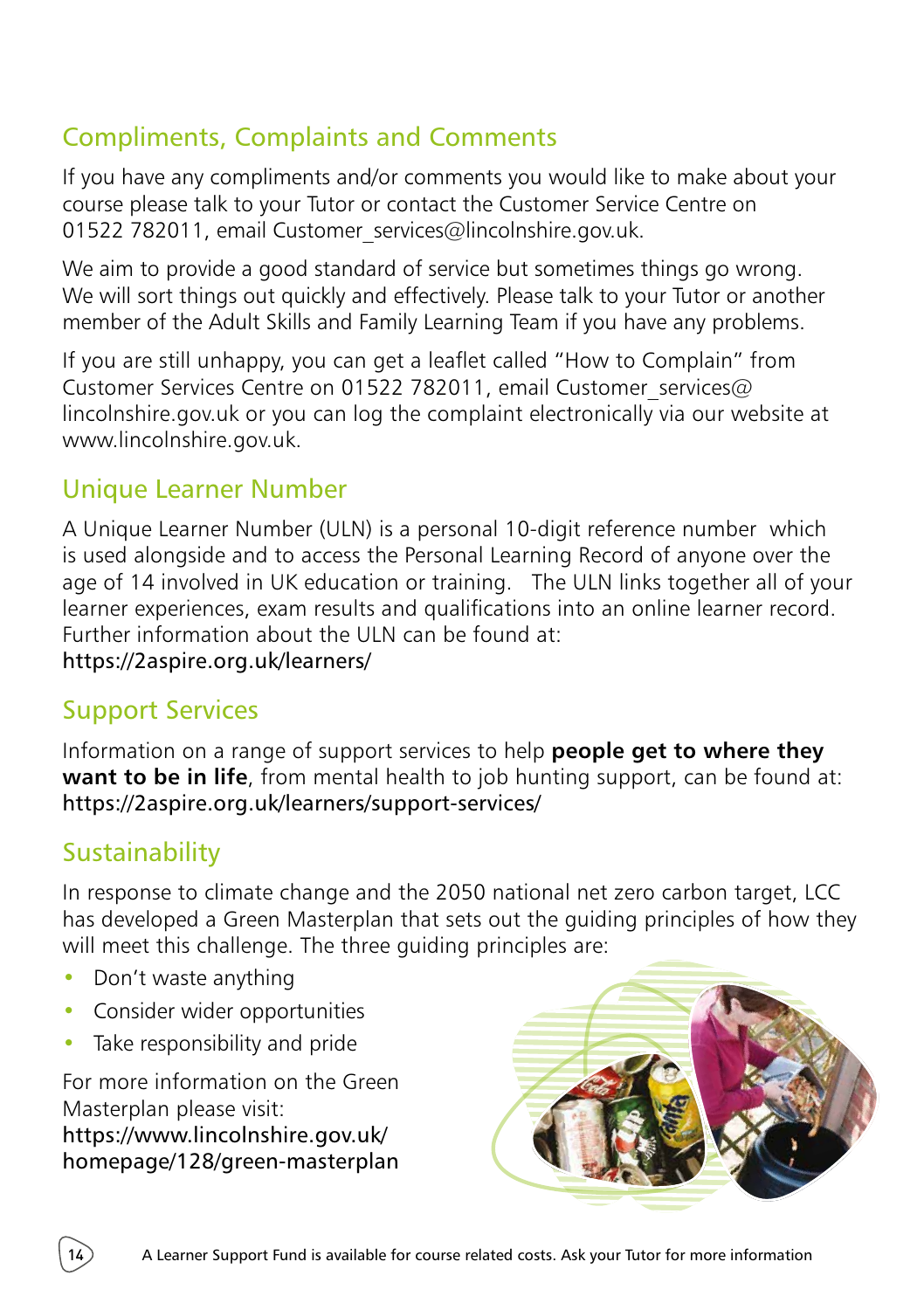## Compliments, Complaints and Comments

If you have any compliments and/or comments you would like to make about your course please talk to your Tutor or contact the Customer Service Centre on 01522 782011, email Customer_services@lincolnshire.gov.uk.

We aim to provide a good standard of service but sometimes things go wrong. We will sort things out quickly and effectively. Please talk to your Tutor or another member of the Adult Skills and Family Learning Team if you have any problems.

If you are still unhappy, you can get a leaflet called "How to Complain" from Customer Services Centre on 01522 782011, email Customer_services@lincolnshire.gov.uk or you can log the complaint electronically via our website at www.lincolnshire.gov.uk.

## Unique Learner Number

A Unique Learner Number (ULN) is a personal 10-digit reference number which is used alongside and to access the Personal Learning Record of anyone over the age of 14 involved in UK education or training. The ULN links together all of your learner experiences, exam results and qualifications into an online learner record. Further information about the ULN can be found at:
https://2aspire.org.uk/learners/

## Support Services

Information on a range of support services to help **people get to where they want to be in life**, from mental health to job hunting support, can be found at: https://2aspire.org.uk/learners/support-services/

## Sustainability

In response to climate change and the 2050 national net zero carbon target, LCC has developed a Green Masterplan that sets out the guiding principles of how they will meet this challenge. The three guiding principles are:

- Don't waste anything
- Consider wider opportunities
- Take responsibility and pride

For more information on the Green Masterplan please visit:
https://www.lincolnshire.gov.uk/homepage/128/green-masterplan

A Learner Support Fund is available for course related costs. Ask your Tutor for more information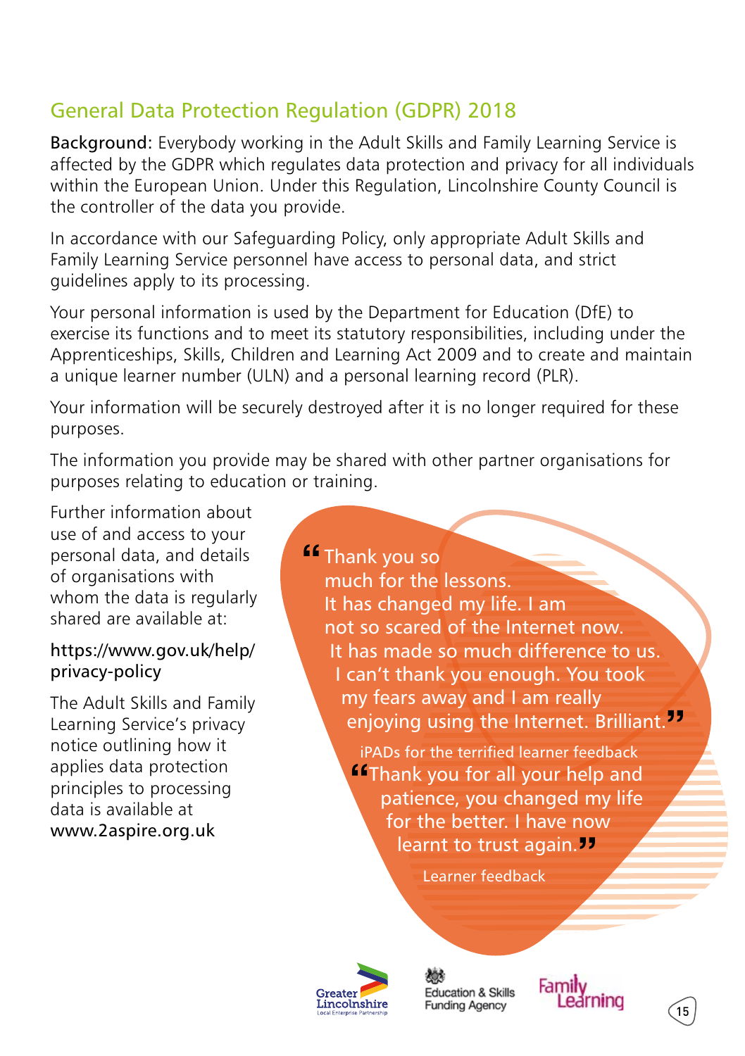## General Data Protection Regulation (GDPR) 2018

**Background:** Everybody working in the Adult Skills and Family Learning Service is affected by the GDPR which regulates data protection and privacy for all individuals within the European Union. Under this Regulation, Lincolnshire County Council is the controller of the data you provide.

In accordance with our Safeguarding Policy, only appropriate Adult Skills and Family Learning Service personnel have access to personal data, and strict guidelines apply to its processing.

Your personal information is used by the Department for Education (DfE) to exercise its functions and to meet its statutory responsibilities, including under the Apprenticeships, Skills, Children and Learning Act 2009 and to create and maintain a unique learner number (ULN) and a personal learning record (PLR).

Your information will be securely destroyed after it is no longer required for these purposes.

The information you provide may be shared with other partner organisations for purposes relating to education or training.

Further information about use of and access to your personal data, and details of organisations with whom the data is regularly shared are available at:

https://www.gov.uk/help/privacy-policy

The Adult Skills and Family Learning Service's privacy notice outlining how it applies data protection principles to processing data is available at www.2aspire.org.uk

"Thank you so much for the lessons. It has changed my life. I am not so scared of the Internet now. It has made so much difference to us. I can't thank you enough. You took my fears away and I am really enjoying using the Internet. Brilliant."

iPADs for the terrified learner feedback

"Thank you for all your help and patience, you changed my life for the better. I have now learnt to trust again."

Learner feedback

Greater Lincolnshire Local Enterprise Partnership | Education & Skills Funding Agency | Family Learning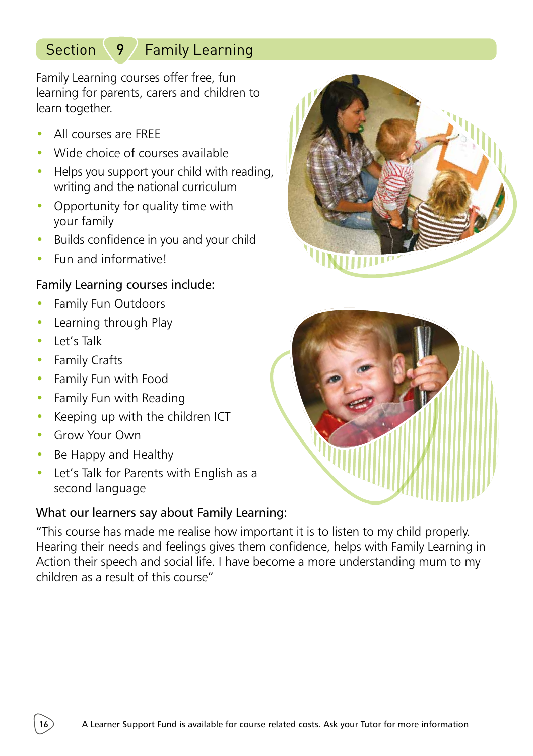# Section 9 Family Learning

Family Learning courses offer free, fun learning for parents, carers and children to learn together.

- All courses are FREE
- Wide choice of courses available
- Helps you support your child with reading, writing and the national curriculum
- Opportunity for quality time with your family
- Builds confidence in you and your child
- Fun and informative!

Family Learning courses include:

- Family Fun Outdoors
- Learning through Play
- Let's Talk
- Family Crafts
- Family Fun with Food
- Family Fun with Reading
- Keeping up with the children ICT
- Grow Your Own
- Be Happy and Healthy
- Let's Talk for Parents with English as a second language

What our learners say about Family Learning:

"This course has made me realise how important it is to listen to my child properly. Hearing their needs and feelings gives them confidence, helps with Family Learning in Action their speech and social life. I have become a more understanding mum to my children as a result of this course"

A Learner Support Fund is available for course related costs. Ask your Tutor for more information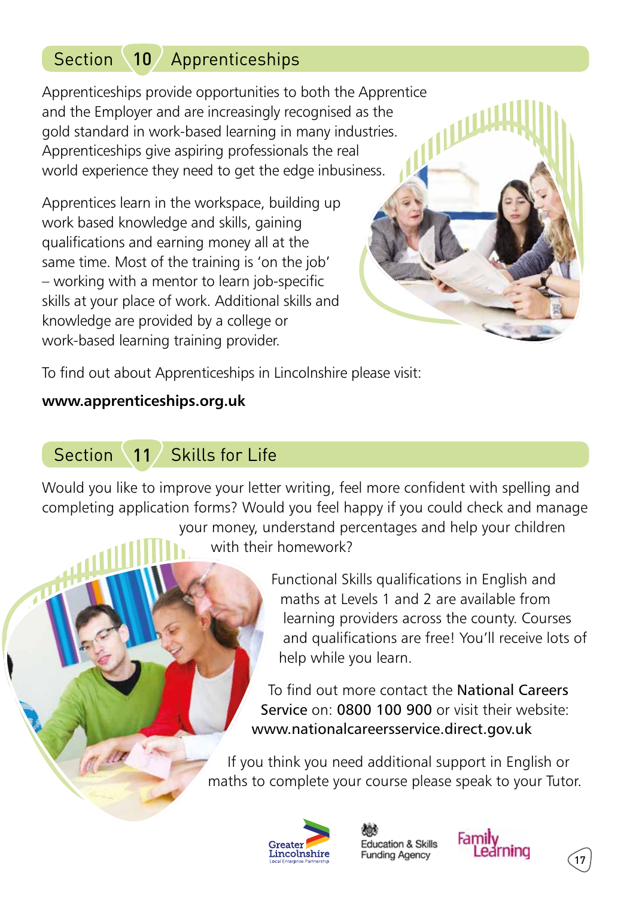## Section 10 Apprenticeships

Apprenticeships provide opportunities to both the Apprentice and the Employer and are increasingly recognised as the gold standard in work-based learning in many industries. Apprenticeships give aspiring professionals the real world experience they need to get the edge inbusiness.

Apprentices learn in the workspace, building up work based knowledge and skills, gaining qualifications and earning money all at the same time. Most of the training is 'on the job' – working with a mentor to learn job-specific skills at your place of work. Additional skills and knowledge are provided by a college or work-based learning training provider.

To find out about Apprenticeships in Lincolnshire please visit:

**www.apprenticeships.org.uk**

## Section 11 Skills for Life

Would you like to improve your letter writing, feel more confident with spelling and completing application forms? Would you feel happy if you could check and manage your money, understand percentages and help your children with their homework?

Functional Skills qualifications in English and maths at Levels 1 and 2 are available from learning providers across the county. Courses and qualifications are free! You'll receive lots of help while you learn.

To find out more contact the National Careers Service on: 0800 100 900 or visit their website: www.nationalcareersservice.direct.gov.uk

If you think you need additional support in English or maths to complete your course please speak to your Tutor.

Greater Lincolnshire Local Enterprise Partnership | Education & Skills Funding Agency | Family Learning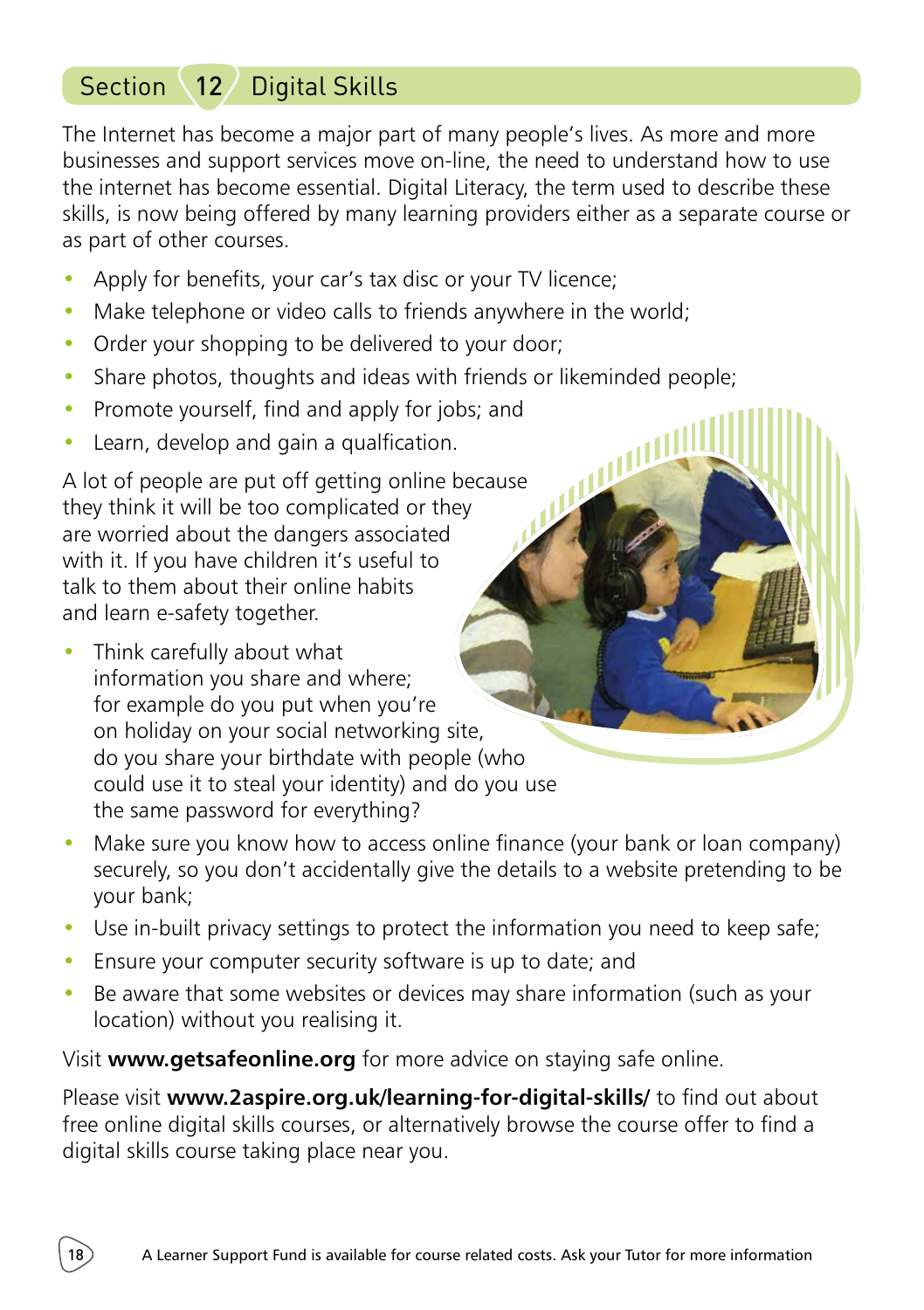## Section 12 Digital Skills

The Internet has become a major part of many people's lives. As more and more businesses and support services move on-line, the need to understand how to use the internet has become essential. Digital Literacy, the term used to describe these skills, is now being offered by many learning providers either as a separate course or as part of other courses.

- Apply for benefits, your car's tax disc or your TV licence;
- Make telephone or video calls to friends anywhere in the world;
- Order your shopping to be delivered to your door;
- Share photos, thoughts and ideas with friends or likeminded people;
- Promote yourself, find and apply for jobs; and
- Learn, develop and gain a qualfication.

A lot of people are put off getting online because they think it will be too complicated or they are worried about the dangers associated with it. If you have children it's useful to talk to them about their online habits and learn e-safety together.

- Think carefully about what information you share and where; for example do you put when you're on holiday on your social networking site, do you share your birthdate with people (who could use it to steal your identity) and do you use the same password for everything?
- Make sure you know how to access online finance (your bank or loan company) securely, so you don't accidentally give the details to a website pretending to be your bank;
- Use in-built privacy settings to protect the information you need to keep safe;
- Ensure your computer security software is up to date; and
- Be aware that some websites or devices may share information (such as your location) without you realising it.

Visit **www.getsafeonline.org** for more advice on staying safe online.

Please visit **www.2aspire.org.uk/learning-for-digital-skills/** to find out about free online digital skills courses, or alternatively browse the course offer to find a digital skills course taking place near you.

A Learner Support Fund is available for course related costs. Ask your Tutor for more information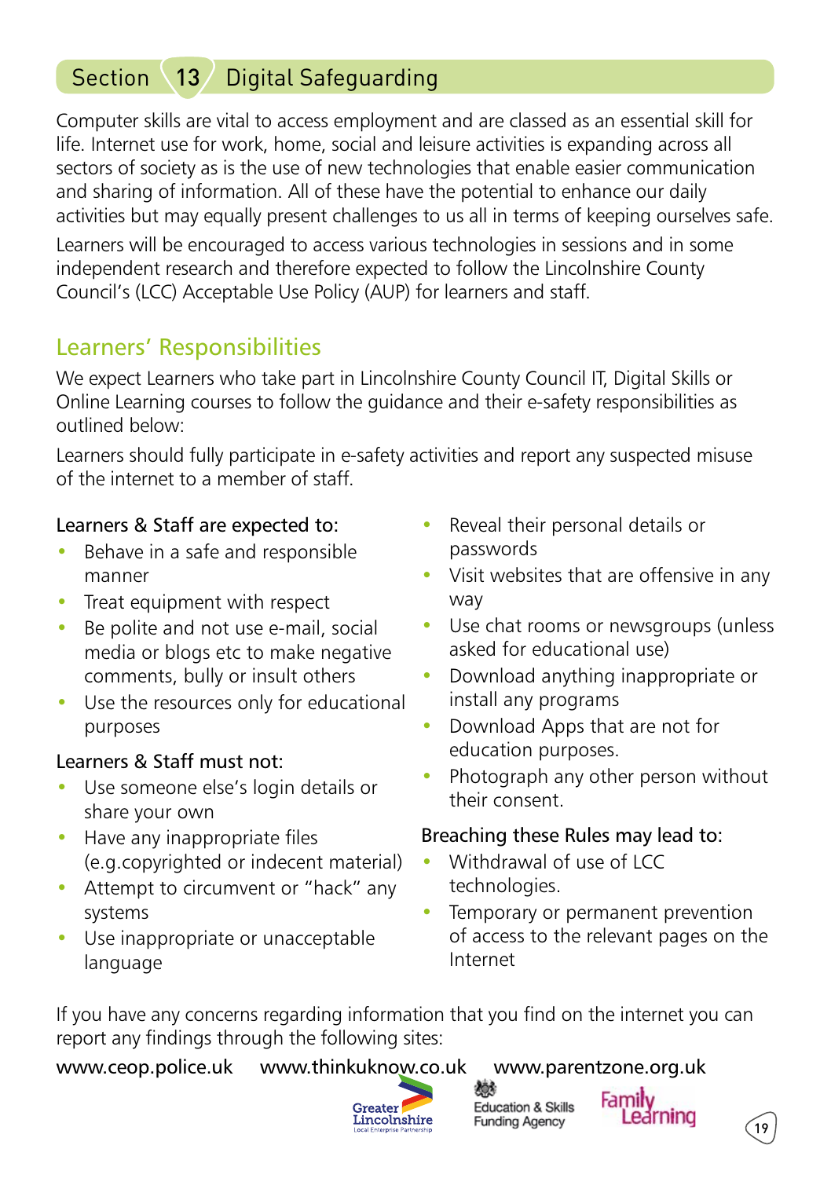## Section 13 Digital Safeguarding

Computer skills are vital to access employment and are classed as an essential skill for life. Internet use for work, home, social and leisure activities is expanding across all sectors of society as is the use of new technologies that enable easier communication and sharing of information. All of these have the potential to enhance our daily activities but may equally present challenges to us all in terms of keeping ourselves safe.

Learners will be encouraged to access various technologies in sessions and in some independent research and therefore expected to follow the Lincolnshire County Council's (LCC) Acceptable Use Policy (AUP) for learners and staff.

### Learners' Responsibilities

We expect Learners who take part in Lincolnshire County Council IT, Digital Skills or Online Learning courses to follow the guidance and their e-safety responsibilities as outlined below:

Learners should fully participate in e-safety activities and report any suspected misuse of the internet to a member of staff.

Learners & Staff are expected to:

- Behave in a safe and responsible manner
- Treat equipment with respect
- Be polite and not use e-mail, social media or blogs etc to make negative comments, bully or insult others
- Use the resources only for educational purposes

Learners & Staff must not:

- Use someone else's login details or share your own
- Have any inappropriate files (e.g.copyrighted or indecent material)
- Attempt to circumvent or "hack" any systems
- Use inappropriate or unacceptable language
- Reveal their personal details or passwords
- Visit websites that are offensive in any way
- Use chat rooms or newsgroups (unless asked for educational use)
- Download anything inappropriate or install any programs
- Download Apps that are not for education purposes.
- Photograph any other person without their consent.

Breaching these Rules may lead to:

- Withdrawal of use of LCC technologies.
- Temporary or permanent prevention of access to the relevant pages on the Internet

If you have any concerns regarding information that you find on the internet you can report any findings through the following sites:

www.ceop.police.uk www.thinkuknow.co.uk www.parentzone.org.uk

Greater Lincolnshire Local Enterprise Partnership   Education & Skills Funding Agency   Family Learning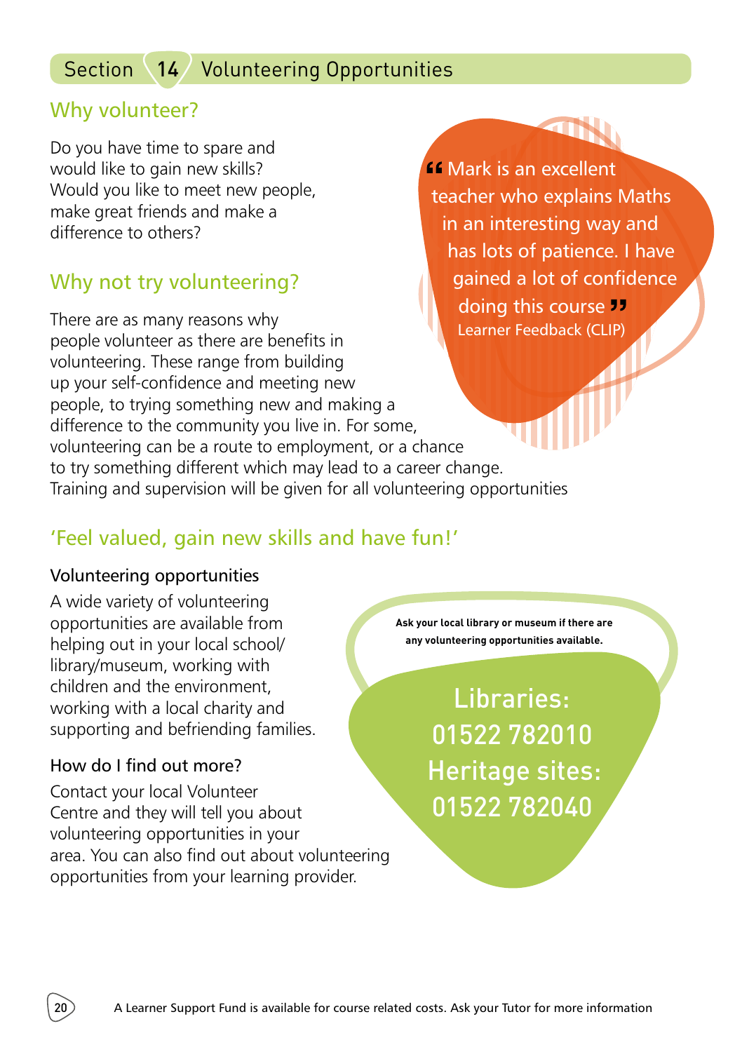# Section 14 Volunteering Opportunities

## Why volunteer?

Do you have time to spare and would like to gain new skills? Would you like to meet new people, make great friends and make a difference to others?

## Why not try volunteering?

There are as many reasons why people volunteer as there are benefits in volunteering. These range from building up your self-confidence and meeting new people, to trying something new and making a difference to the community you live in. For some, volunteering can be a route to employment, or a chance to try something different which may lead to a career change. Training and supervision will be given for all volunteering opportunities

> “Mark is an excellent teacher who explains Maths in an interesting way and has lots of patience. I have gained a lot of confidence doing this course”
>
> Learner Feedback (CLIP)

## ‘Feel valued, gain new skills and have fun!’

### Volunteering opportunities

A wide variety of volunteering opportunities are available from helping out in your local school/library/museum, working with children and the environment, working with a local charity and supporting and befriending families.

### How do I find out more?

Contact your local Volunteer Centre and they will tell you about volunteering opportunities in your area. You can also find out about volunteering opportunities from your learning provider.

**Ask your local library or museum if there are any volunteering opportunities available.**

Libraries: 01522 782010

Heritage sites: 01522 782040

A Learner Support Fund is available for course related costs. Ask your Tutor for more information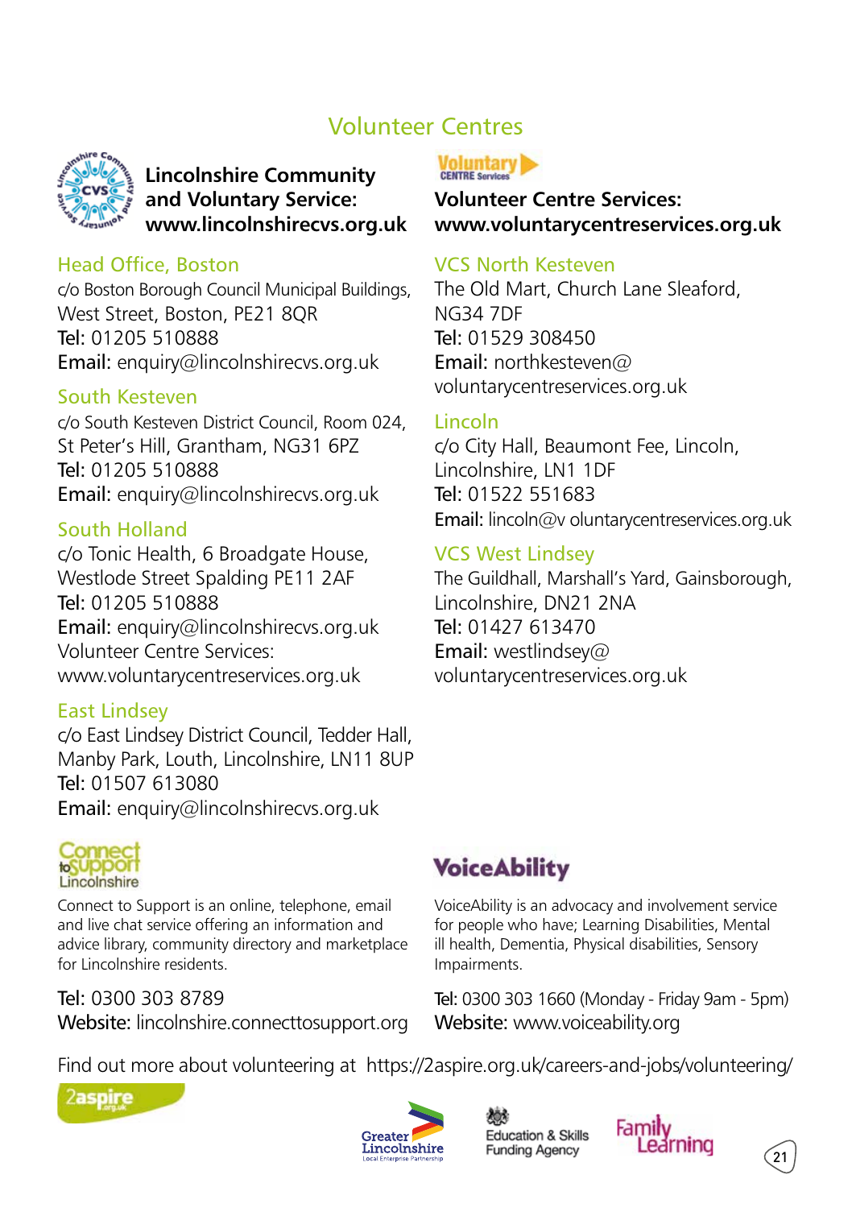# Volunteer Centres

**Lincolnshire Community and Voluntary Service: www.lincolnshirecvs.org.uk**

### Head Office, Boston

c/o Boston Borough Council Municipal Buildings, West Street, Boston, PE21 8QR
**Tel:** 01205 510888
**Email:** enquiry@lincolnshirecvs.org.uk

### South Kesteven

c/o South Kesteven District Council, Room 024, St Peter's Hill, Grantham, NG31 6PZ
**Tel:** 01205 510888
**Email:** enquiry@lincolnshirecvs.org.uk

### South Holland

c/o Tonic Health, 6 Broadgate House, Westlode Street Spalding PE11 2AF
**Tel:** 01205 510888
**Email:** enquiry@lincolnshirecvs.org.uk
Volunteer Centre Services: www.voluntarycentreservices.org.uk

### East Lindsey

c/o East Lindsey District Council, Tedder Hall, Manby Park, Louth, Lincolnshire, LN11 8UP
**Tel:** 01507 613080
**Email:** enquiry@lincolnshirecvs.org.uk

**Volunteer Centre Services: www.voluntarycentreservices.org.uk**

### VCS North Kesteven

The Old Mart, Church Lane Sleaford, NG34 7DF
**Tel:** 01529 308450
**Email:** northkesteven@voluntarycentreservices.org.uk

### Lincoln

c/o City Hall, Beaumont Fee, Lincoln, Lincolnshire, LN1 1DF
**Tel:** 01522 551683
**Email:** lincoln@voluntarycentreservices.org.uk

### VCS West Lindsey

The Guildhall, Marshall's Yard, Gainsborough, Lincolnshire, DN21 2NA
**Tel:** 01427 613470
**Email:** westlindsey@voluntarycentreservices.org.uk

## Connect to Support Lincolnshire

Connect to Support is an online, telephone, email and live chat service offering an information and advice library, community directory and marketplace for Lincolnshire residents.

**Tel:** 0300 303 8789
**Website:** lincolnshire.connecttosupport.org

## VoiceAbility

VoiceAbility is an advocacy and involvement service for people who have; Learning Disabilities, Mental ill health, Dementia, Physical disabilities, Sensory Impairments.

**Tel:** 0300 303 1660 (Monday - Friday 9am - 5pm)
**Website:** www.voiceability.org

Find out more about volunteering at https://2aspire.org.uk/careers-and-jobs/volunteering/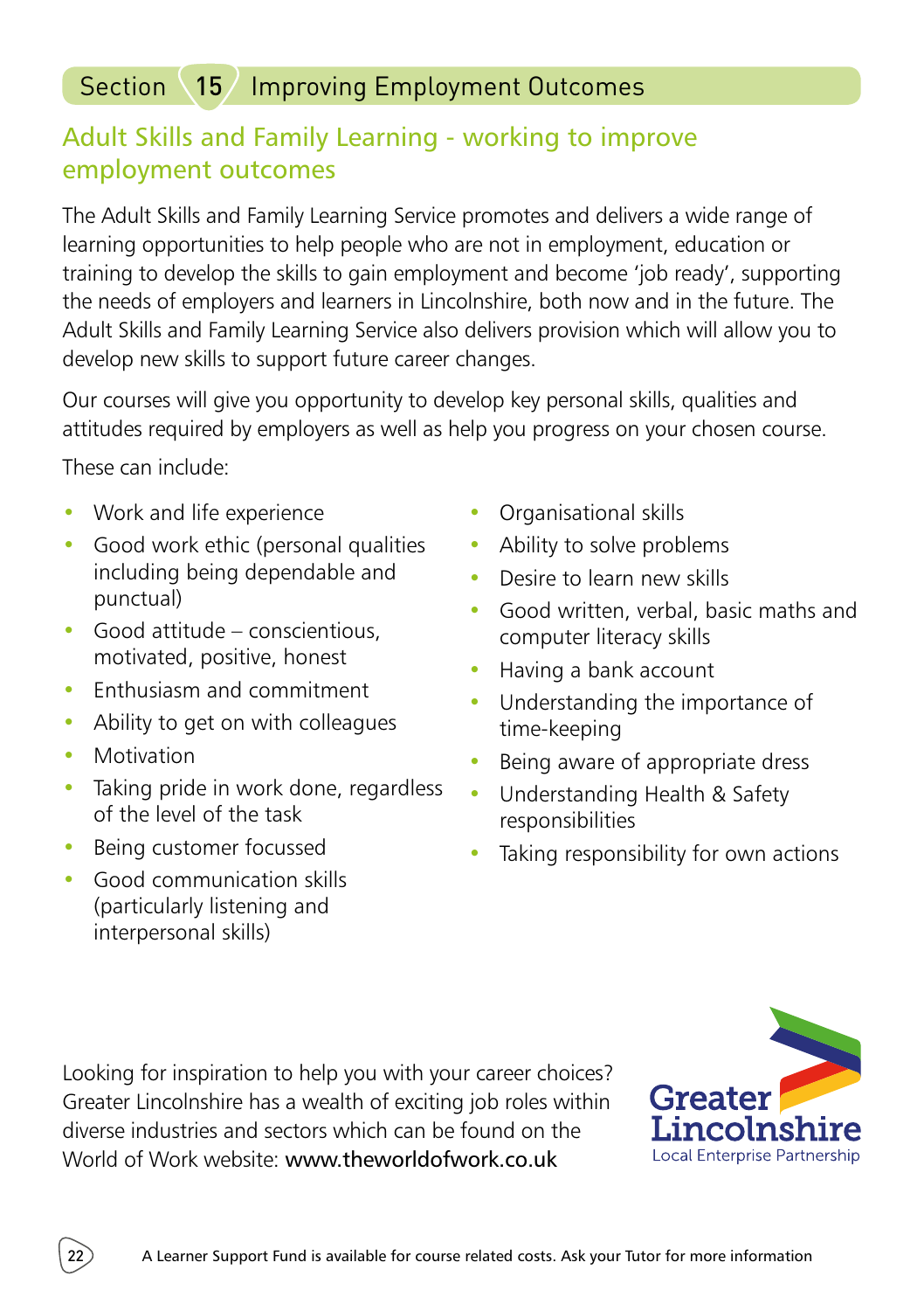# Section 15 Improving Employment Outcomes

## Adult Skills and Family Learning - working to improve employment outcomes

The Adult Skills and Family Learning Service promotes and delivers a wide range of learning opportunities to help people who are not in employment, education or training to develop the skills to gain employment and become 'job ready', supporting the needs of employers and learners in Lincolnshire, both now and in the future. The Adult Skills and Family Learning Service also delivers provision which will allow you to develop new skills to support future career changes.

Our courses will give you opportunity to develop key personal skills, qualities and attitudes required by employers as well as help you progress on your chosen course.

These can include:

- Work and life experience
- Good work ethic (personal qualities including being dependable and punctual)
- Good attitude – conscientious, motivated, positive, honest
- Enthusiasm and commitment
- Ability to get on with colleagues
- Motivation
- Taking pride in work done, regardless of the level of the task
- Being customer focussed
- Good communication skills (particularly listening and interpersonal skills)
- Organisational skills
- Ability to solve problems
- Desire to learn new skills
- Good written, verbal, basic maths and computer literacy skills
- Having a bank account
- Understanding the importance of time-keeping
- Being aware of appropriate dress
- Understanding Health & Safety responsibilities
- Taking responsibility for own actions

Looking for inspiration to help you with your career choices? Greater Lincolnshire has a wealth of exciting job roles within diverse industries and sectors which can be found on the World of Work website: **www.theworldofwork.co.uk**

Greater Lincolnshire Local Enterprise Partnership

A Learner Support Fund is available for course related costs. Ask your Tutor for more information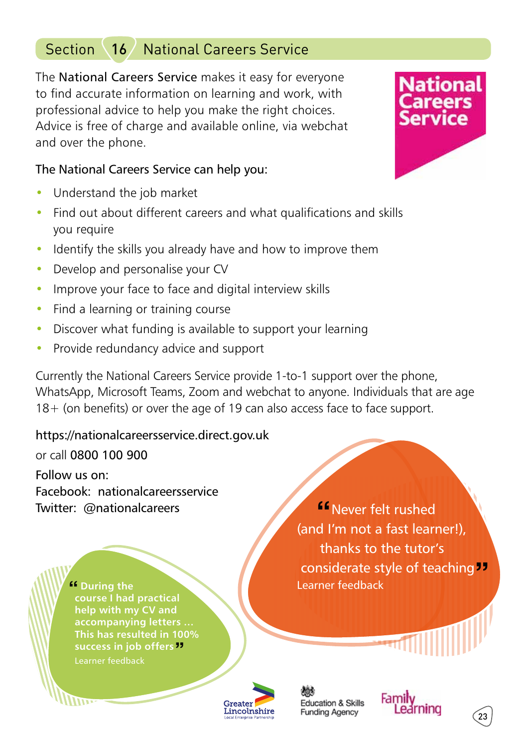## Section 16 National Careers Service

The **National Careers Service** makes it easy for everyone to find accurate information on learning and work, with professional advice to help you make the right choices. Advice is free of charge and available online, via webchat and over the phone.

National Careers Service

The National Careers Service can help you:

- Understand the job market
- Find out about different careers and what qualifications and skills you require
- Identify the skills you already have and how to improve them
- Develop and personalise your CV
- Improve your face to face and digital interview skills
- Find a learning or training course
- Discover what funding is available to support your learning
- Provide redundancy advice and support

Currently the National Careers Service provide 1-to-1 support over the phone, WhatsApp, Microsoft Teams, Zoom and webchat to anyone. Individuals that are age 18+ (on benefits) or over the age of 19 can also access face to face support.

https://nationalcareersservice.direct.gov.uk

or call 0800 100 900

Follow us on:
Facebook: nationalcareersservice
Twitter: @nationalcareers

> "Never felt rushed (and I'm not a fast learner!), thanks to the tutor's considerate style of teaching"
>
> Learner feedback

> "**During the course I had practical help with my CV and accompanying letters ... This has resulted in 100% success in job offers**"
>
> Learner feedback

Greater Lincolnshire Local Enterprise Partnership | Education & Skills Funding Agency | Family Learning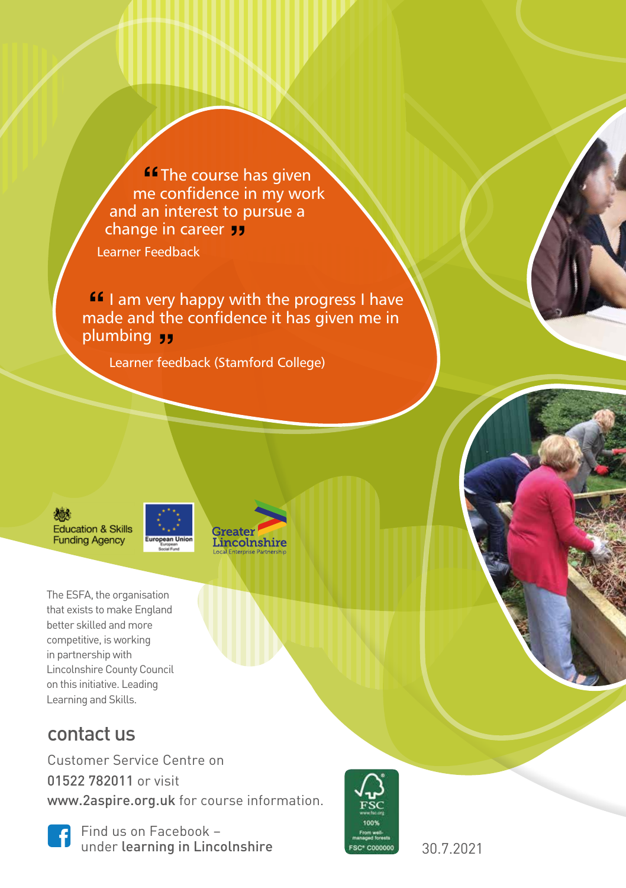“The course has given me confidence in my work and an interest to pursue a change in career”

Learner Feedback

“I am very happy with the progress I have made and the confidence it has given me in plumbing”

Learner feedback (Stamford College)

Education & Skills Funding Agency

European Union European Social Fund

Greater Lincolnshire Local Enterprise Partnership

The ESFA, the organisation that exists to make England better skilled and more competitive, is working in partnership with Lincolnshire County Council on this initiative. Leading Learning and Skills.

## contact us

Customer Service Centre on **01522 782011** or visit **www.2aspire.org.uk** for course information.

Find us on Facebook – under **learning in Lincolnshire**

FSC www.fsc.org 100% From well-managed forests FSC® C000000

30.7.2021